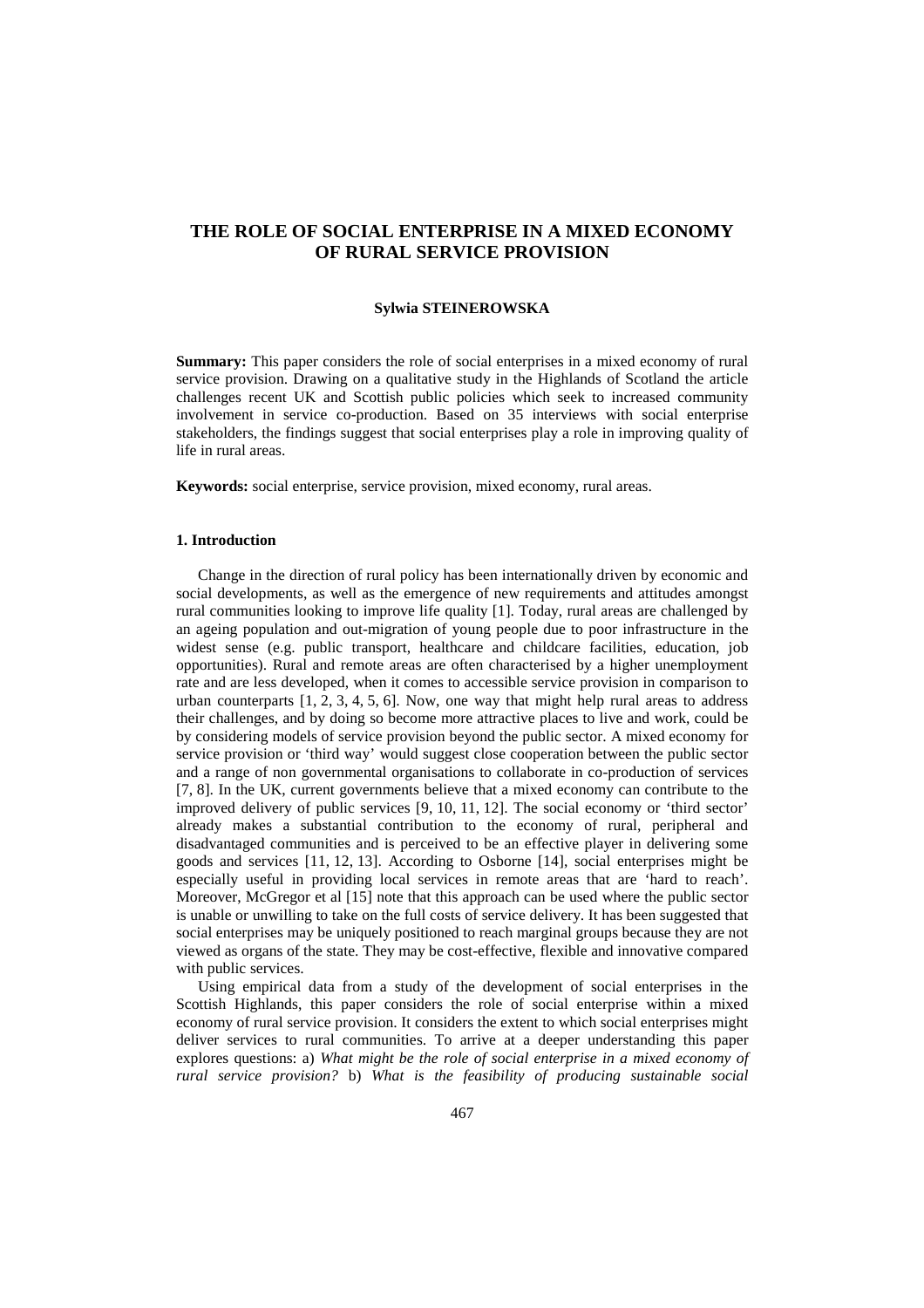# THE ROLE OF SOCIAL ENTERPRISE IN A MIXED ECONOMY OF RURAL SERVICE PROVISION

**Sylwia STEINEROWSKA**

**Summary:** This paper considers the role of social enterprises in a mixed economy of rural service provision. Drawing on a qualitative study in the Highlands of Scotland the article challenges recent UK and Scottish public policies which seek to increased community involvement in service co-production. Based on 35 interviews with social enterprise stakeholders, the findings suggest that social enterprises play a role in improving quality of life in rural areas.

**Keywords:** social enterprise, service provision, mixed economy, rural areas.

## 1. Introduction

Change in the direction of rural policy has been internationally driven by economic and social developments, as well as the emergence of new requirements and attitudes amongst rural communities looking to improve life quality [1]. Today, rural areas are challenged by an ageing population and out-migration of young people due to poor infrastructure in the widest sense (e.g. public transport, healthcare and childcare facilities, education, job opportunities). Rural and remote areas are often characterised by a higher unemployment rate and are less developed, when it comes to accessible service provision in comparison to urban counterparts [1, 2, 3, 4, 5, 6]. Now, one way that might help rural areas to address their challenges, and by doing so become more attractive places to live and work, could be by considering models of service provision beyond the public sector. A mixed economy for service provision or 'third way' would suggest close cooperation between the public sector and a range of non governmental organisations to collaborate in co-production of services [7, 8]. In the UK, current governments believe that a mixed economy can contribute to the improved delivery of public services [9, 10, 11, 12]. The social economy or 'third sector' already makes a substantial contribution to the economy of rural, peripheral and disadvantaged communities and is perceived to be an effective player in delivering some goods and services [11, 12, 13]. According to Osborne [14], social enterprises might be especially useful in providing local services in remote areas that are 'hard to reach'. Moreover, McGregor et al [15] note that this approach can be used where the public sector is unable or unwilling to take on the full costs of service delivery. It has been suggested that social enterprises may be uniquely positioned to reach marginal groups because they are not viewed as organs of the state. They may be cost-effective, flexible and innovative compared with public services.

Using empirical data from a study of the development of social enterprises in the Scottish Highlands, this paper considers the role of social enterprise within a mixed economy of rural service provision. It considers the extent to which social enterprises might deliver services to rural communities. To arrive at a deeper understanding this paper explores questions: a) *What might be the role of social enterprise in a mixed economy of rural service provision?* b) *What is the feasibility of producing sustainable social*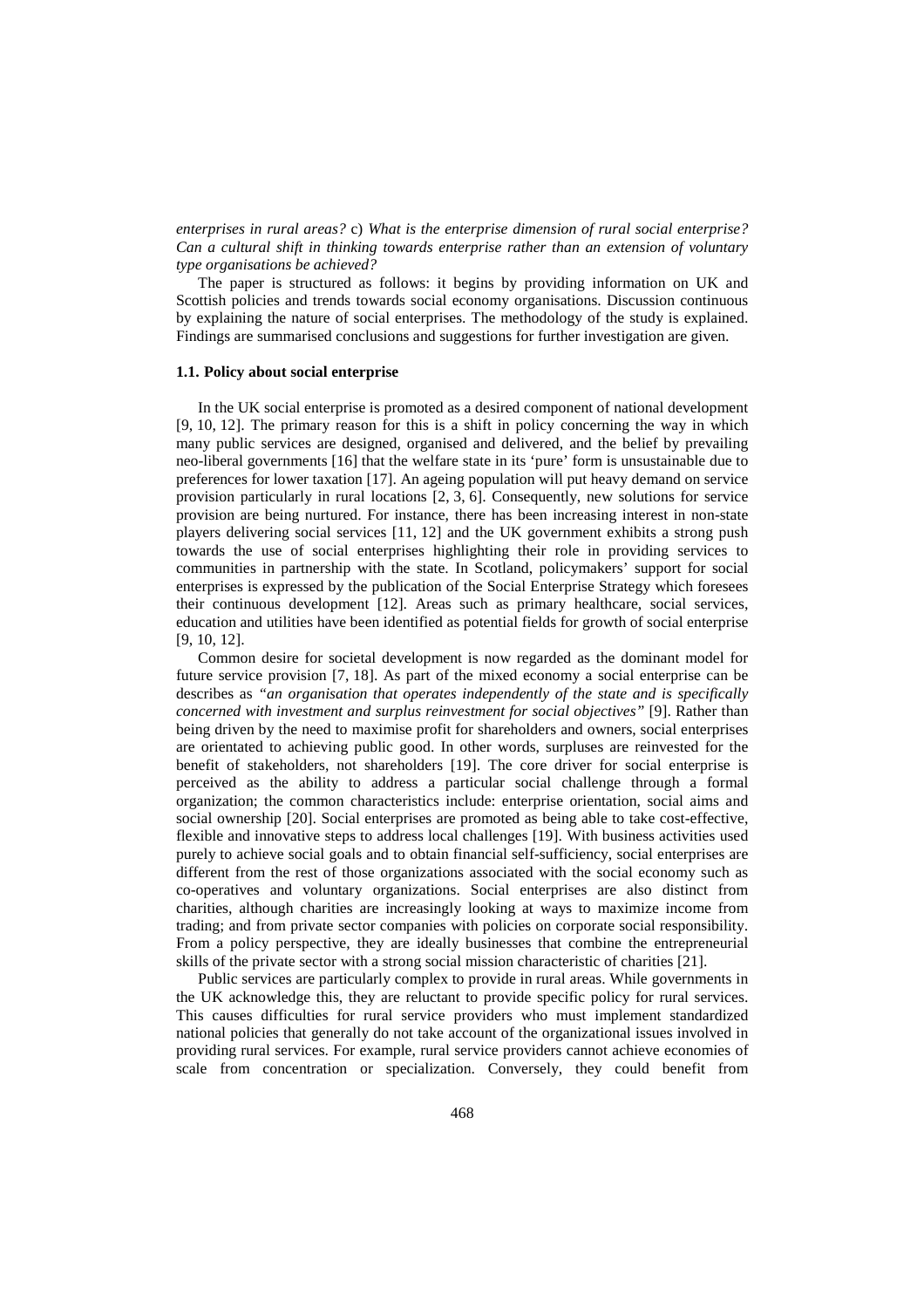*enterprises in rural areas?* c) *What is the enterprise dimension of rural social enterprise? Can a cultural shift in thinking towards enterprise rather than an extension of voluntary type organisations be achieved?*

The paper is structured as follows: it begins by providing information on UK and Scottish policies and trends towards social economy organisations. Discussion continuous by explaining the nature of social enterprises. The methodology of the study is explained. Findings are summarised conclusions and suggestions for further investigation are given.

### 1.1. Policy about social enterprise

In the UK social enterprise is promoted as a desired component of national development [9, 10, 12]. The primary reason for this is a shift in policy concerning the way in which many public services are designed, organised and delivered, and the belief by prevailing neo-liberal governments [16] that the welfare state in its 'pure' form is unsustainable due to preferences for lower taxation [17]. An ageing population will put heavy demand on service provision particularly in rural locations [2, 3, 6]. Consequently, new solutions for service provision are being nurtured. For instance, there has been increasing interest in non-state players delivering social services [11, 12] and the UK government exhibits a strong push towards the use of social enterprises highlighting their role in providing services to communities in partnership with the state. In Scotland, policymakers' support for social enterprises is expressed by the publication of the Social Enterprise Strategy which foresees their continuous development [12]. Areas such as primary healthcare, social services, education and utilities have been identified as potential fields for growth of social enterprise [9, 10, 12].

Common desire for societal development is now regarded as the dominant model for future service provision [7, 18]. As part of the mixed economy a social enterprise can be describes as *"an organisation that operates independently of the state and is specifically concerned with investment and surplus reinvestment for social objectives"* [9]. Rather than being driven by the need to maximise profit for shareholders and owners, social enterprises are orientated to achieving public good. In other words, surpluses are reinvested for the benefit of stakeholders, not shareholders [19]. The core driver for social enterprise is perceived as the ability to address a particular social challenge through a formal organization; the common characteristics include: enterprise orientation, social aims and social ownership [20]. Social enterprises are promoted as being able to take cost-effective, flexible and innovative steps to address local challenges [19]. With business activities used purely to achieve social goals and to obtain financial self-sufficiency, social enterprises are different from the rest of those organizations associated with the social economy such as co-operatives and voluntary organizations. Social enterprises are also distinct from charities, although charities are increasingly looking at ways to maximize income from trading; and from private sector companies with policies on corporate social responsibility. From a policy perspective, they are ideally businesses that combine the entrepreneurial skills of the private sector with a strong social mission characteristic of charities [21].

Public services are particularly complex to provide in rural areas. While governments in the UK acknowledge this, they are reluctant to provide specific policy for rural services. This causes difficulties for rural service providers who must implement standardized national policies that generally do not take account of the organizational issues involved in providing rural services. For example, rural service providers cannot achieve economies of scale from concentration or specialization. Conversely, they could benefit from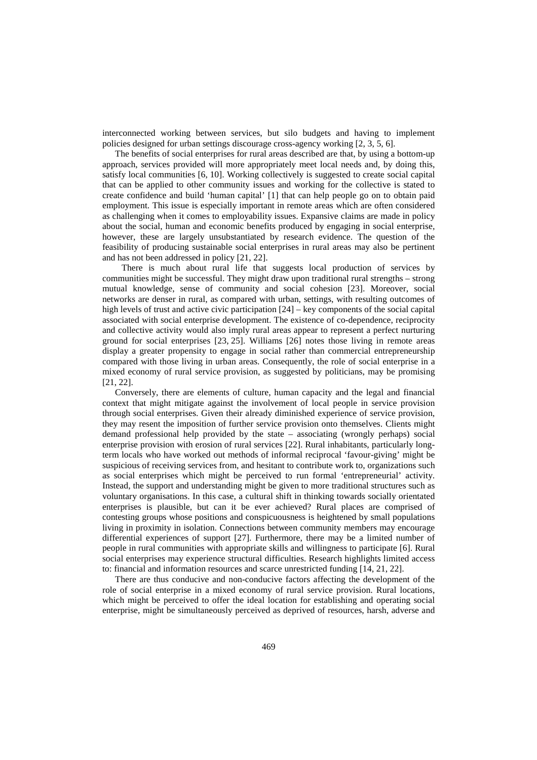interconnected working between services, but silo budgets and having to implement policies designed for urban settings discourage cross-agency working [2, 3, 5, 6].

The benefits of social enterprises for rural areas described are that, by using a bottom-up approach, services provided will more appropriately meet local needs and, by doing this, satisfy local communities [6, 10]. Working collectively is suggested to create social capital that can be applied to other community issues and working for the collective is stated to create confidence and build 'human capital' [1] that can help people go on to obtain paid employment. This issue is especially important in remote areas which are often considered as challenging when it comes to employability issues. Expansive claims are made in policy about the social, human and economic benefits produced by engaging in social enterprise, however, these are largely unsubstantiated by research evidence. The question of the feasibility of producing sustainable social enterprises in rural areas may also be pertinent and has not been addressed in policy [21, 22].

There is much about rural life that suggests local production of services by communities might be successful. They might draw upon traditional rural strengths – strong mutual knowledge, sense of community and social cohesion [23]. Moreover, social networks are denser in rural, as compared with urban, settings, with resulting outcomes of high levels of trust and active civic participation [24] – key components of the social capital associated with social enterprise development. The existence of co-dependence, reciprocity and collective activity would also imply rural areas appear to represent a perfect nurturing ground for social enterprises [23, 25]. Williams [26] notes those living in remote areas display a greater propensity to engage in social rather than commercial entrepreneurship compared with those living in urban areas. Consequently, the role of social enterprise in a mixed economy of rural service provision, as suggested by politicians, may be promising [21, 22].

Conversely, there are elements of culture, human capacity and the legal and financial context that might mitigate against the involvement of local people in service provision through social enterprises. Given their already diminished experience of service provision, they may resent the imposition of further service provision onto themselves. Clients might demand professional help provided by the state – associating (wrongly perhaps) social enterprise provision with erosion of rural services [22]. Rural inhabitants, particularly long-term locals who have worked out methods of informal reciprocal 'favour-giving' might be suspicious of receiving services from, and hesitant to contribute work to, organizations such as social enterprises which might be perceived to run formal 'entrepreneurial' activity. Instead, the support and understanding might be given to more traditional structures such as voluntary organisations. In this case, a cultural shift in thinking towards socially orientated enterprises is plausible, but can it be ever achieved? Rural places are comprised of contesting groups whose positions and conspicuousness is heightened by small populations living in proximity in isolation. Connections between community members may encourage differential experiences of support [27]. Furthermore, there may be a limited number of people in rural communities with appropriate skills and willingness to participate [6]. Rural social enterprises may experience structural difficulties. Research highlights limited access to: financial and information resources and scarce unrestricted funding [14, 21, 22].

There are thus conducive and non-conducive factors affecting the development of the role of social enterprise in a mixed economy of rural service provision. Rural locations, which might be perceived to offer the ideal location for establishing and operating social enterprise, might be simultaneously perceived as deprived of resources, harsh, adverse and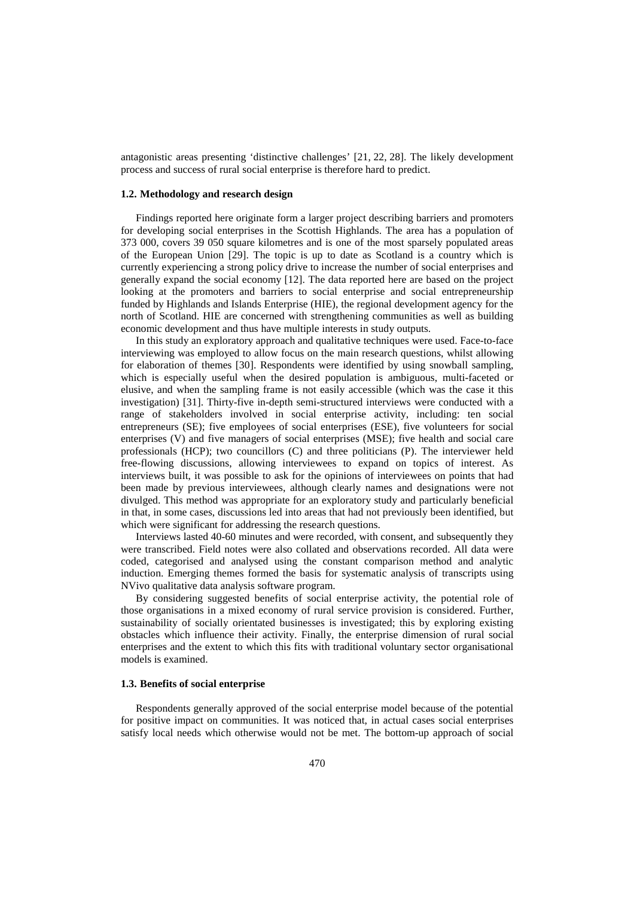antagonistic areas presenting 'distinctive challenges' [21, 22, 28]. The likely development process and success of rural social enterprise is therefore hard to predict.

### 1.2. Methodology and research design

Findings reported here originate form a larger project describing barriers and promoters for developing social enterprises in the Scottish Highlands. The area has a population of 373 000, covers 39 050 square kilometres and is one of the most sparsely populated areas of the European Union [29]. The topic is up to date as Scotland is a country which is currently experiencing a strong policy drive to increase the number of social enterprises and generally expand the social economy [12]. The data reported here are based on the project looking at the promoters and barriers to social enterprise and social entrepreneurship funded by Highlands and Islands Enterprise (HIE), the regional development agency for the north of Scotland. HIE are concerned with strengthening communities as well as building economic development and thus have multiple interests in study outputs.

In this study an exploratory approach and qualitative techniques were used. Face-to-face interviewing was employed to allow focus on the main research questions, whilst allowing for elaboration of themes [30]. Respondents were identified by using snowball sampling, which is especially useful when the desired population is ambiguous, multi-faceted or elusive, and when the sampling frame is not easily accessible (which was the case it this investigation) [31]. Thirty-five in-depth semi-structured interviews were conducted with a range of stakeholders involved in social enterprise activity, including: ten social entrepreneurs (SE); five employees of social enterprises (ESE), five volunteers for social enterprises (V) and five managers of social enterprises (MSE); five health and social care professionals (HCP); two councillors (C) and three politicians (P). The interviewer held free-flowing discussions, allowing interviewees to expand on topics of interest. As interviews built, it was possible to ask for the opinions of interviewees on points that had been made by previous interviewees, although clearly names and designations were not divulged. This method was appropriate for an exploratory study and particularly beneficial in that, in some cases, discussions led into areas that had not previously been identified, but which were significant for addressing the research questions.

Interviews lasted 40-60 minutes and were recorded, with consent, and subsequently they were transcribed. Field notes were also collated and observations recorded. All data were coded, categorised and analysed using the constant comparison method and analytic induction. Emerging themes formed the basis for systematic analysis of transcripts using NVivo qualitative data analysis software program.

By considering suggested benefits of social enterprise activity, the potential role of those organisations in a mixed economy of rural service provision is considered. Further, sustainability of socially orientated businesses is investigated; this by exploring existing obstacles which influence their activity. Finally, the enterprise dimension of rural social enterprises and the extent to which this fits with traditional voluntary sector organisational models is examined.

### 1.3. Benefits of social enterprise

Respondents generally approved of the social enterprise model because of the potential for positive impact on communities. It was noticed that, in actual cases social enterprises satisfy local needs which otherwise would not be met. The bottom-up approach of social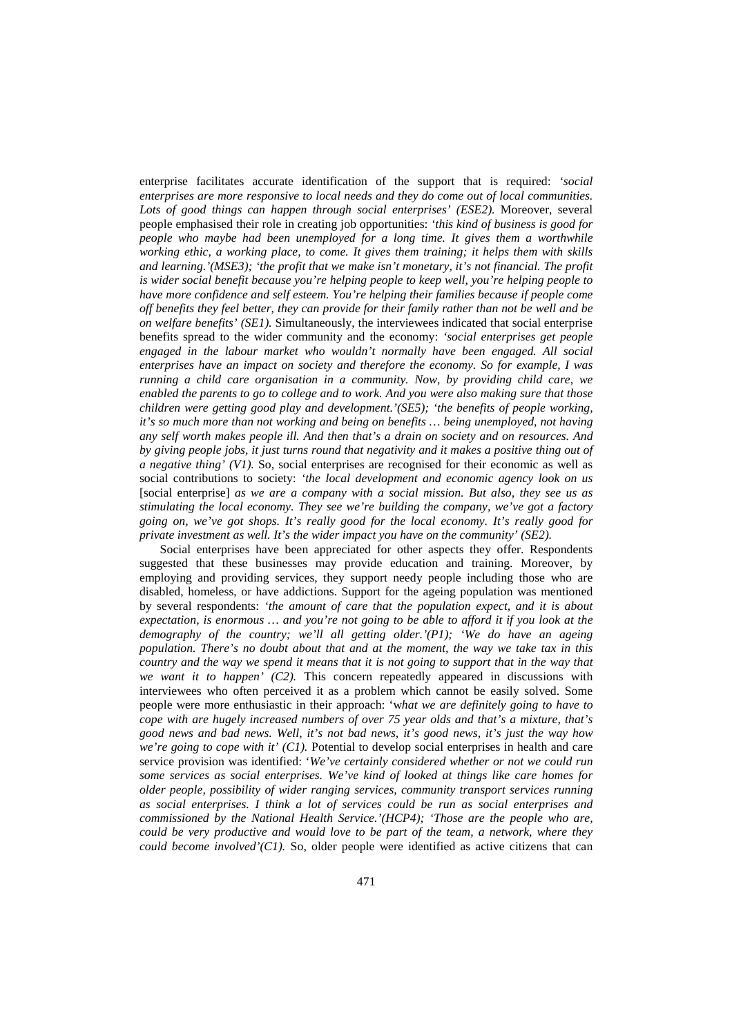enterprise facilitates accurate identification of the support that is required: *'social enterprises are more responsive to local needs and they do come out of local communities. Lots of good things can happen through social enterprises' (ESE2).* Moreover, several people emphasised their role in creating job opportunities: *'this kind of business is good for people who maybe had been unemployed for a long time. It gives them a worthwhile working ethic, a working place, to come. It gives them training; it helps them with skills and learning.'(MSE3); 'the profit that we make isn't monetary, it's not financial. The profit is wider social benefit because you're helping people to keep well, you're helping people to have more confidence and self esteem. You're helping their families because if people come off benefits they feel better, they can provide for their family rather than not be well and be on welfare benefits' (SE1).* Simultaneously, the interviewees indicated that social enterprise benefits spread to the wider community and the economy: *'social enterprises get people engaged in the labour market who wouldn't normally have been engaged. All social enterprises have an impact on society and therefore the economy. So for example, I was running a child care organisation in a community. Now, by providing child care, we enabled the parents to go to college and to work. And you were also making sure that those children were getting good play and development.'(SE5); 'the benefits of people working, it's so much more than not working and being on benefits … being unemployed, not having any self worth makes people ill. And then that's a drain on society and on resources. And by giving people jobs, it just turns round that negativity and it makes a positive thing out of a negative thing' (V1).* So, social enterprises are recognised for their economic as well as social contributions to society: *'the local development and economic agency look on us* [social enterprise] *as we are a company with a social mission. But also, they see us as stimulating the local economy. They see we're building the company, we've got a factory going on, we've got shops. It's really good for the local economy. It's really good for private investment as well. It's the wider impact you have on the community' (SE2).*

Social enterprises have been appreciated for other aspects they offer. Respondents suggested that these businesses may provide education and training. Moreover, by employing and providing services, they support needy people including those who are disabled, homeless, or have addictions. Support for the ageing population was mentioned by several respondents: *'the amount of care that the population expect, and it is about expectation, is enormous … and you're not going to be able to afford it if you look at the demography of the country; we'll all getting older.'(P1); 'We do have an ageing population. There's no doubt about that and at the moment, the way we take tax in this country and the way we spend it means that it is not going to support that in the way that we want it to happen' (C2).* This concern repeatedly appeared in discussions with interviewees who often perceived it as a problem which cannot be easily solved. Some people were more enthusiastic in their approach: *'what we are definitely going to have to cope with are hugely increased numbers of over 75 year olds and that's a mixture, that's good news and bad news. Well, it's not bad news, it's good news, it's just the way how we're going to cope with it' (C1).* Potential to develop social enterprises in health and care service provision was identified: *'We've certainly considered whether or not we could run some services as social enterprises. We've kind of looked at things like care homes for older people, possibility of wider ranging services, community transport services running as social enterprises. I think a lot of services could be run as social enterprises and commissioned by the National Health Service.'(HCP4); 'Those are the people who are, could be very productive and would love to be part of the team, a network, where they could become involved'(C1).* So, older people were identified as active citizens that can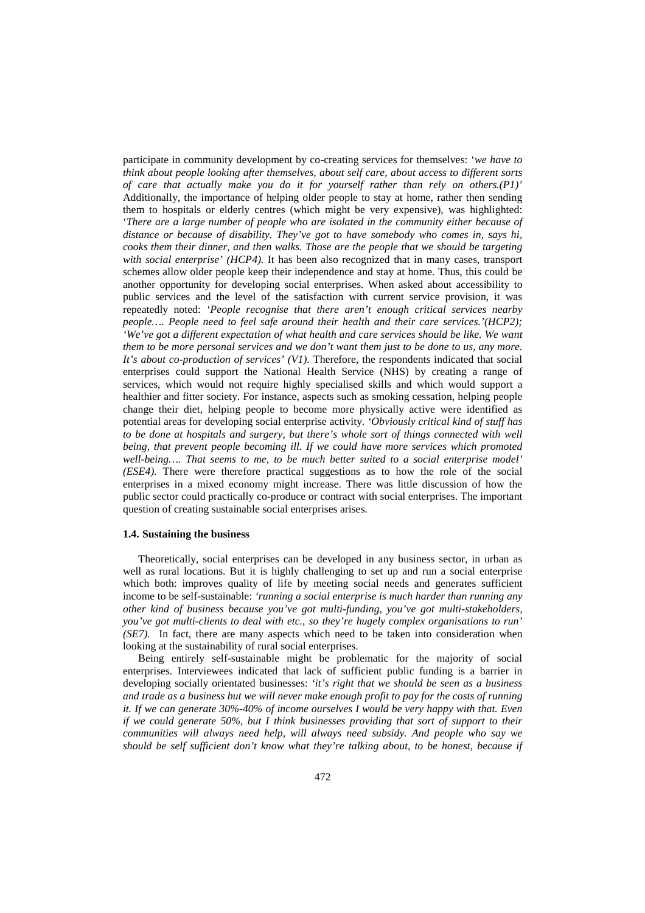participate in community development by co-creating services for themselves: '*we have to think about people looking after themselves, about self care, about access to different sorts of care that actually make you do it for yourself rather than rely on others.(P1)*' Additionally, the importance of helping older people to stay at home, rather then sending them to hospitals or elderly centres (which might be very expensive), was highlighted: '*There are a large number of people who are isolated in the community either because of distance or because of disability. They've got to have somebody who comes in, says hi, cooks them their dinner, and then walks. Those are the people that we should be targeting with social enterprise' (HCP4).* It has been also recognized that in many cases, transport schemes allow older people keep their independence and stay at home. Thus, this could be another opportunity for developing social enterprises. When asked about accessibility to public services and the level of the satisfaction with current service provision, it was repeatedly noted: *'People recognise that there aren't enough critical services nearby people…. People need to feel safe around their health and their care services.'(HCP2); 'We've got a different expectation of what health and care services should be like. We want them to be more personal services and we don't want them just to be done to us, any more. It's about co-production of services' (V1).* Therefore, the respondents indicated that social enterprises could support the National Health Service (NHS) by creating a range of services, which would not require highly specialised skills and which would support a healthier and fitter society. For instance, aspects such as smoking cessation, helping people change their diet, helping people to become more physically active were identified as potential areas for developing social enterprise activity. *'Obviously critical kind of stuff has to be done at hospitals and surgery, but there's whole sort of things connected with well being, that prevent people becoming ill. If we could have more services which promoted well-being…. That seems to me, to be much better suited to a social enterprise model' (ESE4).* There were therefore practical suggestions as to how the role of the social enterprises in a mixed economy might increase. There was little discussion of how the public sector could practically co-produce or contract with social enterprises. The important question of creating sustainable social enterprises arises.

### 1.4. Sustaining the business

Theoretically, social enterprises can be developed in any business sector, in urban as well as rural locations. But it is highly challenging to set up and run a social enterprise which both: improves quality of life by meeting social needs and generates sufficient income to be self-sustainable: *'running a social enterprise is much harder than running any other kind of business because you've got multi-funding, you've got multi-stakeholders, you've got multi-clients to deal with etc., so they're hugely complex organisations to run' (SE7).* In fact, there are many aspects which need to be taken into consideration when looking at the sustainability of rural social enterprises.

Being entirely self-sustainable might be problematic for the majority of social enterprises. Interviewees indicated that lack of sufficient public funding is a barrier in developing socially orientated businesses: *'it's right that we should be seen as a business and trade as a business but we will never make enough profit to pay for the costs of running it. If we can generate 30%-40% of income ourselves I would be very happy with that. Even if we could generate 50%, but I think businesses providing that sort of support to their communities will always need help, will always need subsidy. And people who say we should be self sufficient don't know what they're talking about, to be honest, because if*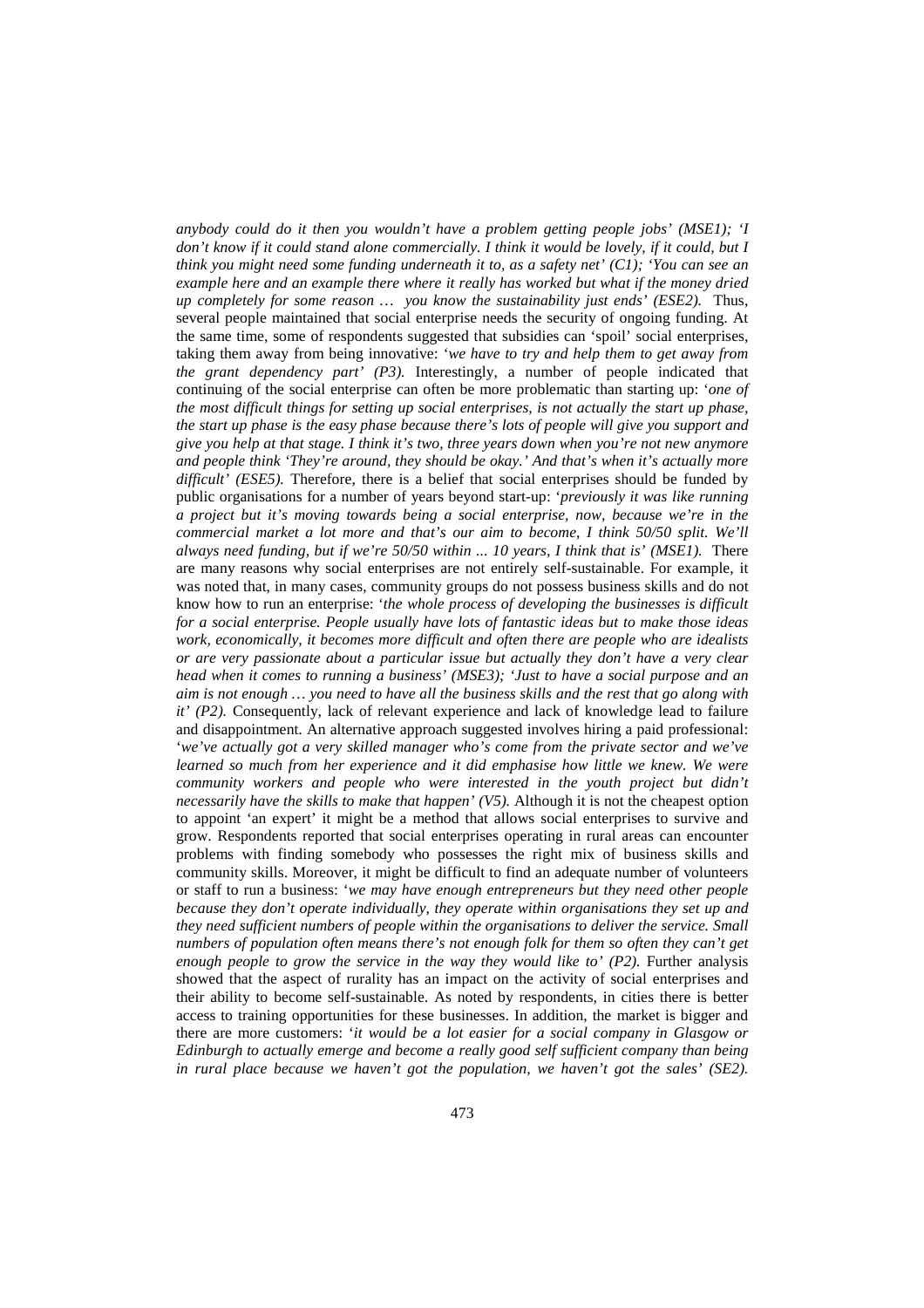*anybody could do it then you wouldn't have a problem getting people jobs' (MSE1)*; '*I don't know if it could stand alone commercially. I think it would be lovely, if it could, but I think you might need some funding underneath it to, as a safety net' (C1)*; '*You can see an example here and an example there where it really has worked but what if the money dried up completely for some reason … you know the sustainability just ends' (ESE2).* Thus, several people maintained that social enterprise needs the security of ongoing funding. At the same time, some of respondents suggested that subsidies can 'spoil' social enterprises, taking them away from being innovative: '*we have to try and help them to get away from the grant dependency part' (P3).* Interestingly, a number of people indicated that continuing of the social enterprise can often be more problematic than starting up: '*one of the most difficult things for setting up social enterprises, is not actually the start up phase, the start up phase is the easy phase because there's lots of people will give you support and give you help at that stage. I think it's two, three years down when you're not new anymore and people think 'They're around, they should be okay.' And that's when it's actually more difficult' (ESE5).* Therefore, there is a belief that social enterprises should be funded by public organisations for a number of years beyond start-up: '*previously it was like running a project but it's moving towards being a social enterprise, now, because we're in the commercial market a lot more and that's our aim to become, I think 50/50 split. We'll always need funding, but if we're 50/50 within ... 10 years, I think that is' (MSE1).* There are many reasons why social enterprises are not entirely self-sustainable. For example, it was noted that, in many cases, community groups do not possess business skills and do not know how to run an enterprise: '*the whole process of developing the businesses is difficult for a social enterprise. People usually have lots of fantastic ideas but to make those ideas work, economically, it becomes more difficult and often there are people who are idealists or are very passionate about a particular issue but actually they don't have a very clear head when it comes to running a business' (MSE3)*; '*Just to have a social purpose and an aim is not enough … you need to have all the business skills and the rest that go along with it' (P2).* Consequently, lack of relevant experience and lack of knowledge lead to failure and disappointment. An alternative approach suggested involves hiring a paid professional: '*we've actually got a very skilled manager who's come from the private sector and we've learned so much from her experience and it did emphasise how little we knew. We were community workers and people who were interested in the youth project but didn't necessarily have the skills to make that happen' (V5).* Although it is not the cheapest option to appoint 'an expert' it might be a method that allows social enterprises to survive and grow. Respondents reported that social enterprises operating in rural areas can encounter problems with finding somebody who possesses the right mix of business skills and community skills. Moreover, it might be difficult to find an adequate number of volunteers or staff to run a business: '*we may have enough entrepreneurs but they need other people because they don't operate individually, they operate within organisations they set up and they need sufficient numbers of people within the organisations to deliver the service. Small numbers of population often means there's not enough folk for them so often they can't get enough people to grow the service in the way they would like to' (P2).* Further analysis showed that the aspect of rurality has an impact on the activity of social enterprises and their ability to become self-sustainable. As noted by respondents, in cities there is better access to training opportunities for these businesses. In addition, the market is bigger and there are more customers: '*it would be a lot easier for a social company in Glasgow or Edinburgh to actually emerge and become a really good self sufficient company than being in rural place because we haven't got the population, we haven't got the sales' (SE2).*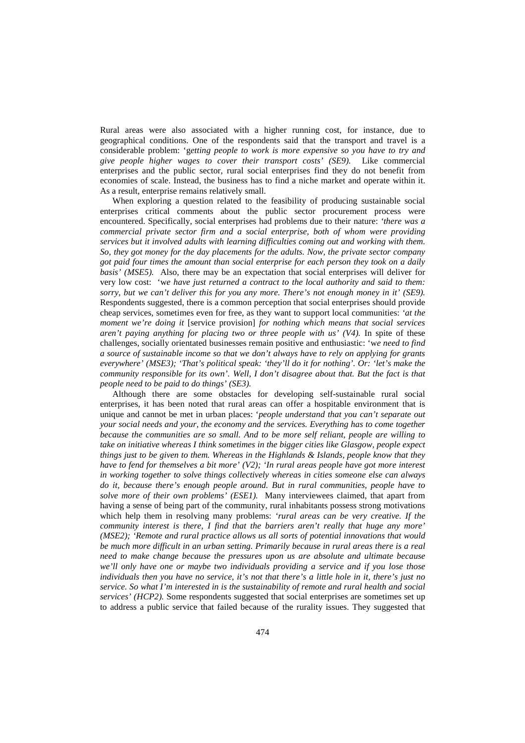Rural areas were also associated with a higher running cost, for instance, due to geographical conditions. One of the respondents said that the transport and travel is a considerable problem: '*getting people to work is more expensive so you have to try and give people higher wages to cover their transport costs' (SE9).* Like commercial enterprises and the public sector, rural social enterprises find they do not benefit from economies of scale. Instead, the business has to find a niche market and operate within it. As a result, enterprise remains relatively small.

When exploring a question related to the feasibility of producing sustainable social enterprises critical comments about the public sector procurement process were encountered. Specifically, social enterprises had problems due to their nature: *'there was a commercial private sector firm and a social enterprise, both of whom were providing services but it involved adults with learning difficulties coming out and working with them. So, they got money for the day placements for the adults. Now, the private sector company got paid four times the amount than social enterprise for each person they took on a daily basis' (MSE5).* Also, there may be an expectation that social enterprises will deliver for very low cost: '*we have just returned a contract to the local authority and said to them: sorry, but we can't deliver this for you any more. There's not enough money in it' (SE9).* Respondents suggested, there is a common perception that social enterprises should provide cheap services, sometimes even for free, as they want to support local communities: *'at the moment we're doing it* [service provision] *for nothing which means that social services aren't paying anything for placing two or three people with us' (V4).* In spite of these challenges, socially orientated businesses remain positive and enthusiastic: '*we need to find a source of sustainable income so that we don't always have to rely on applying for grants everywhere' (MSE3); 'That's political speak: 'they'll do it for nothing'. Or: 'let's make the community responsible for its own'. Well, I don't disagree about that. But the fact is that people need to be paid to do things' (SE3).*

Although there are some obstacles for developing self-sustainable rural social enterprises, it has been noted that rural areas can offer a hospitable environment that is unique and cannot be met in urban places: '*people understand that you can't separate out your social needs and your, the economy and the services. Everything has to come together because the communities are so small. And to be more self reliant, people are willing to take on initiative whereas I think sometimes in the bigger cities like Glasgow, people expect things just to be given to them. Whereas in the Highlands & Islands, people know that they have to fend for themselves a bit more' (V2); 'In rural areas people have got more interest in working together to solve things collectively whereas in cities someone else can always do it, because there's enough people around. But in rural communities, people have to solve more of their own problems' (ESE1).* Many interviewees claimed, that apart from having a sense of being part of the community, rural inhabitants possess strong motivations which help them in resolving many problems: *'rural areas can be very creative. If the community interest is there, I find that the barriers aren't really that huge any more' (MSE2); 'Remote and rural practice allows us all sorts of potential innovations that would be much more difficult in an urban setting. Primarily because in rural areas there is a real need to make change because the pressures upon us are absolute and ultimate because we'll only have one or maybe two individuals providing a service and if you lose those individuals then you have no service, it's not that there's a little hole in it, there's just no service. So what I'm interested in is the sustainability of remote and rural health and social services' (HCP2).* Some respondents suggested that social enterprises are sometimes set up to address a public service that failed because of the rurality issues. They suggested that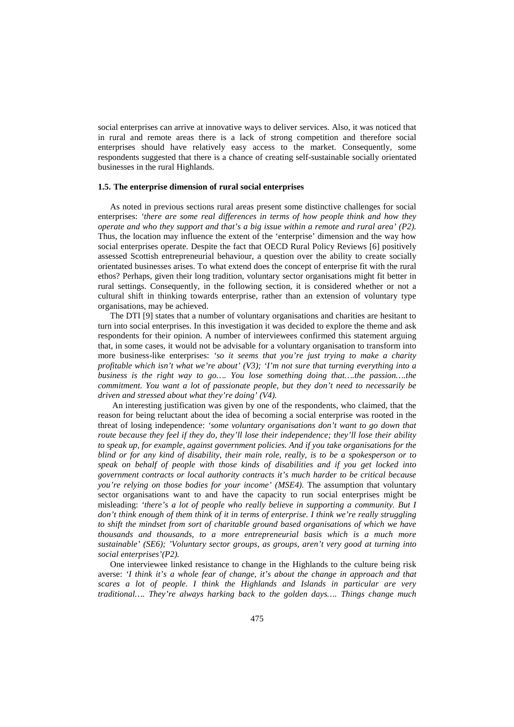social enterprises can arrive at innovative ways to deliver services. Also, it was noticed that in rural and remote areas there is a lack of strong competition and therefore social enterprises should have relatively easy access to the market. Consequently, some respondents suggested that there is a chance of creating self-sustainable socially orientated businesses in the rural Highlands.

### 1.5. The enterprise dimension of rural social enterprises

As noted in previous sections rural areas present some distinctive challenges for social enterprises: *'there are some real differences in terms of how people think and how they operate and who they support and that's a big issue within a remote and rural area' (P2).* Thus, the location may influence the extent of the 'enterprise' dimension and the way how social enterprises operate. Despite the fact that OECD Rural Policy Reviews [6] positively assessed Scottish entrepreneurial behaviour, a question over the ability to create socially orientated businesses arises. To what extend does the concept of enterprise fit with the rural ethos? Perhaps, given their long tradition, voluntary sector organisations might fit better in rural settings. Consequently, in the following section, it is considered whether or not a cultural shift in thinking towards enterprise, rather than an extension of voluntary type organisations, may be achieved.

The DTI [9] states that a number of voluntary organisations and charities are hesitant to turn into social enterprises. In this investigation it was decided to explore the theme and ask respondents for their opinion. A number of interviewees confirmed this statement arguing that, in some cases, it would not be advisable for a voluntary organisation to transform into more business-like enterprises: *'so it seems that you're just trying to make a charity profitable which isn't what we're about' (V3); 'I'm not sure that turning everything into a business is the right way to go…. You lose something doing that….the passion….the commitment. You want a lot of passionate people, but they don't need to necessarily be driven and stressed about what they're doing' (V4).*

An interesting justification was given by one of the respondents, who claimed, that the reason for being reluctant about the idea of becoming a social enterprise was rooted in the threat of losing independence: *'some voluntary organisations don't want to go down that route because they feel if they do, they'll lose their independence; they'll lose their ability to speak up, for example, against government policies. And if you take organisations for the blind or for any kind of disability, their main role, really, is to be a spokesperson or to speak on behalf of people with those kinds of disabilities and if you get locked into government contracts or local authority contracts it's much harder to be critical because you're relying on those bodies for your income' (MSE4).* The assumption that voluntary sector organisations want to and have the capacity to run social enterprises might be misleading: *'there's a lot of people who really believe in supporting a community. But I don't think enough of them think of it in terms of enterprise. I think we're really struggling to shift the mindset from sort of charitable ground based organisations of which we have thousands and thousands, to a more entrepreneurial basis which is a much more sustainable' (SE6); 'Voluntary sector groups, as groups, aren't very good at turning into social enterprises'(P2).*

One interviewee linked resistance to change in the Highlands to the culture being risk averse: *'I think it's a whole fear of change, it's about the change in approach and that scares a lot of people. I think the Highlands and Islands in particular are very traditional…. They're always harking back to the golden days…. Things change much*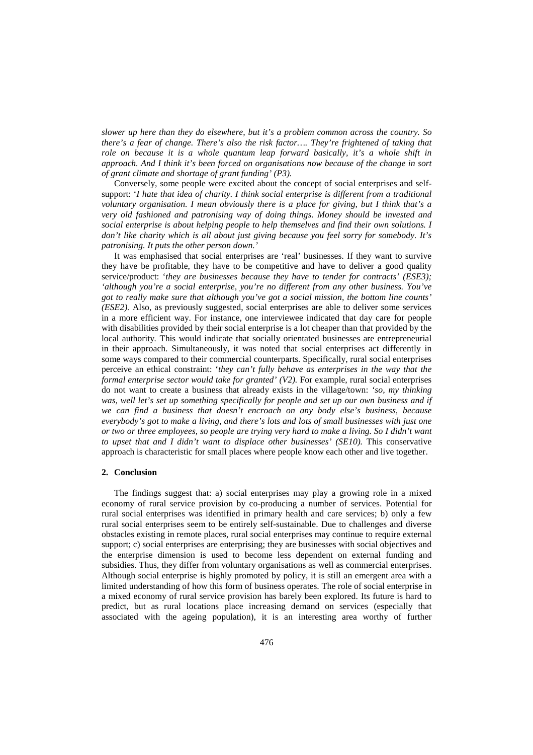*slower up here than they do elsewhere, but it's a problem common across the country. So there's a fear of change. There's also the risk factor…. They're frightened of taking that role on because it is a whole quantum leap forward basically, it's a whole shift in approach. And I think it's been forced on organisations now because of the change in sort of grant climate and shortage of grant funding' (P3).*

Conversely, some people were excited about the concept of social enterprises and self-support: '*I hate that idea of charity. I think social enterprise is different from a traditional voluntary organisation. I mean obviously there is a place for giving, but I think that's a very old fashioned and patronising way of doing things. Money should be invested and social enterprise is about helping people to help themselves and find their own solutions. I don't like charity which is all about just giving because you feel sorry for somebody. It's patronising. It puts the other person down.'*

It was emphasised that social enterprises are 'real' businesses. If they want to survive they have be profitable, they have to be competitive and have to deliver a good quality service/product: *'they are businesses because they have to tender for contracts' (ESE3); 'although you're a social enterprise, you're no different from any other business. You've got to really make sure that although you've got a social mission, the bottom line counts' (ESE2).* Also, as previously suggested, social enterprises are able to deliver some services in a more efficient way. For instance, one interviewee indicated that day care for people with disabilities provided by their social enterprise is a lot cheaper than that provided by the local authority. This would indicate that socially orientated businesses are entrepreneurial in their approach. Simultaneously, it was noted that social enterprises act differently in some ways compared to their commercial counterparts. Specifically, rural social enterprises perceive an ethical constraint: '*they can't fully behave as enterprises in the way that the formal enterprise sector would take for granted' (V2).* For example, rural social enterprises do not want to create a business that already exists in the village/town: *'so, my thinking was, well let's set up something specifically for people and set up our own business and if we can find a business that doesn't encroach on any body else's business, because everybody's got to make a living, and there's lots and lots of small businesses with just one or two or three employees, so people are trying very hard to make a living. So I didn't want to upset that and I didn't want to displace other businesses' (SE10).* This conservative approach is characteristic for small places where people know each other and live together.

## 2. Conclusion

The findings suggest that: a) social enterprises may play a growing role in a mixed economy of rural service provision by co-producing a number of services. Potential for rural social enterprises was identified in primary health and care services; b) only a few rural social enterprises seem to be entirely self-sustainable. Due to challenges and diverse obstacles existing in remote places, rural social enterprises may continue to require external support; c) social enterprises are enterprising; they are businesses with social objectives and the enterprise dimension is used to become less dependent on external funding and subsidies. Thus, they differ from voluntary organisations as well as commercial enterprises. Although social enterprise is highly promoted by policy, it is still an emergent area with a limited understanding of how this form of business operates. The role of social enterprise in a mixed economy of rural service provision has barely been explored. Its future is hard to predict, but as rural locations place increasing demand on services (especially that associated with the ageing population), it is an interesting area worthy of further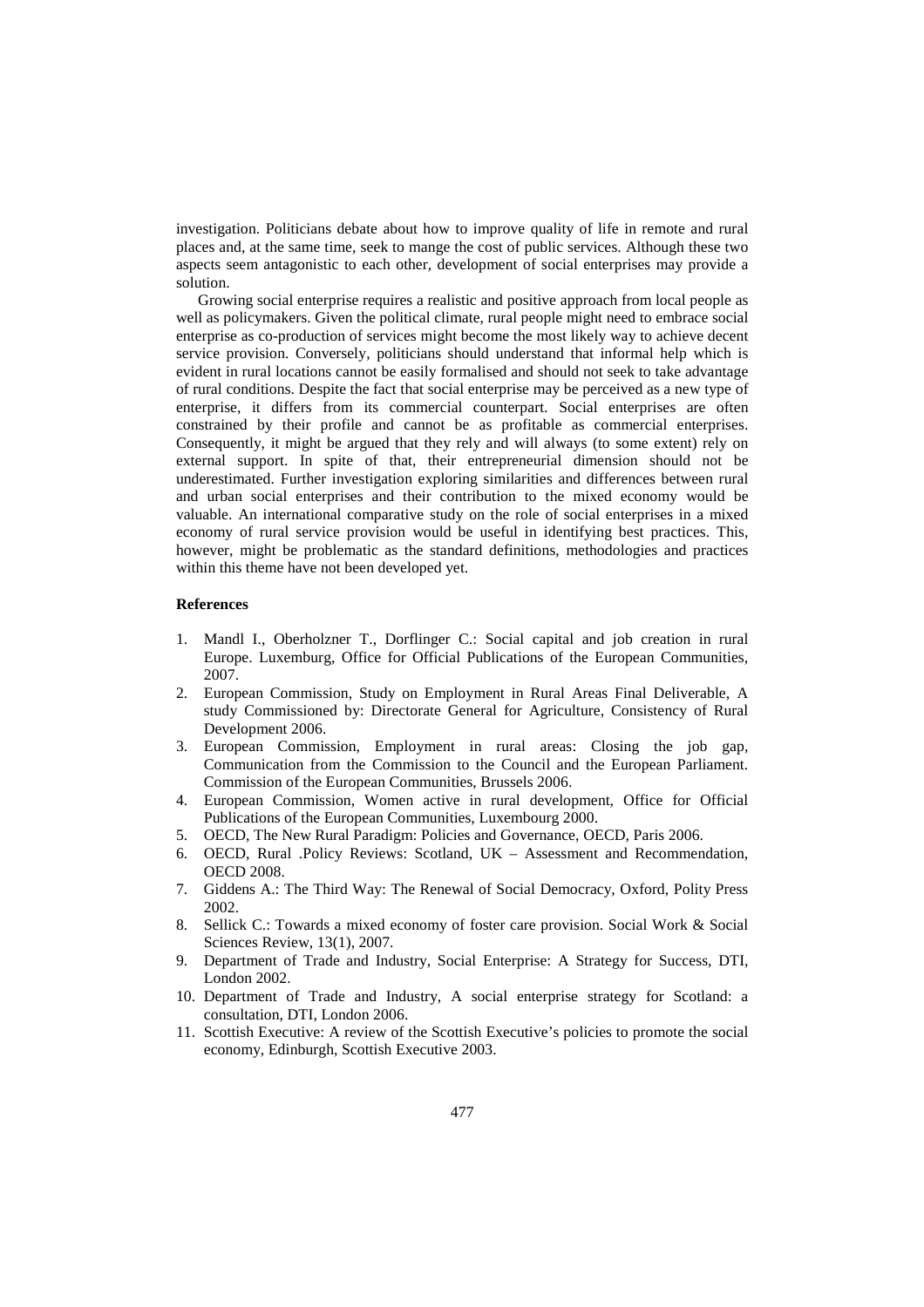investigation. Politicians debate about how to improve quality of life in remote and rural places and, at the same time, seek to mange the cost of public services. Although these two aspects seem antagonistic to each other, development of social enterprises may provide a solution.

Growing social enterprise requires a realistic and positive approach from local people as well as policymakers. Given the political climate, rural people might need to embrace social enterprise as co-production of services might become the most likely way to achieve decent service provision. Conversely, politicians should understand that informal help which is evident in rural locations cannot be easily formalised and should not seek to take advantage of rural conditions. Despite the fact that social enterprise may be perceived as a new type of enterprise, it differs from its commercial counterpart. Social enterprises are often constrained by their profile and cannot be as profitable as commercial enterprises. Consequently, it might be argued that they rely and will always (to some extent) rely on external support. In spite of that, their entrepreneurial dimension should not be underestimated. Further investigation exploring similarities and differences between rural and urban social enterprises and their contribution to the mixed economy would be valuable. An international comparative study on the role of social enterprises in a mixed economy of rural service provision would be useful in identifying best practices. This, however, might be problematic as the standard definitions, methodologies and practices within this theme have not been developed yet.

## References

1. Mandl I., Oberholzner T., Dorflinger C.: Social capital and job creation in rural Europe. Luxemburg, Office for Official Publications of the European Communities, 2007.
2. European Commission, Study on Employment in Rural Areas Final Deliverable, A study Commissioned by: Directorate General for Agriculture, Consistency of Rural Development 2006.
3. European Commission, Employment in rural areas: Closing the job gap, Communication from the Commission to the Council and the European Parliament. Commission of the European Communities, Brussels 2006.
4. European Commission, Women active in rural development, Office for Official Publications of the European Communities, Luxembourg 2000.
5. OECD, The New Rural Paradigm: Policies and Governance, OECD, Paris 2006.
6. OECD, Rural .Policy Reviews: Scotland, UK – Assessment and Recommendation, OECD 2008.
7. Giddens A.: The Third Way: The Renewal of Social Democracy, Oxford, Polity Press 2002.
8. Sellick C.: Towards a mixed economy of foster care provision. Social Work & Social Sciences Review, 13(1), 2007.
9. Department of Trade and Industry, Social Enterprise: A Strategy for Success, DTI, London 2002.
10. Department of Trade and Industry, A social enterprise strategy for Scotland: a consultation, DTI, London 2006.
11. Scottish Executive: A review of the Scottish Executive's policies to promote the social economy, Edinburgh, Scottish Executive 2003.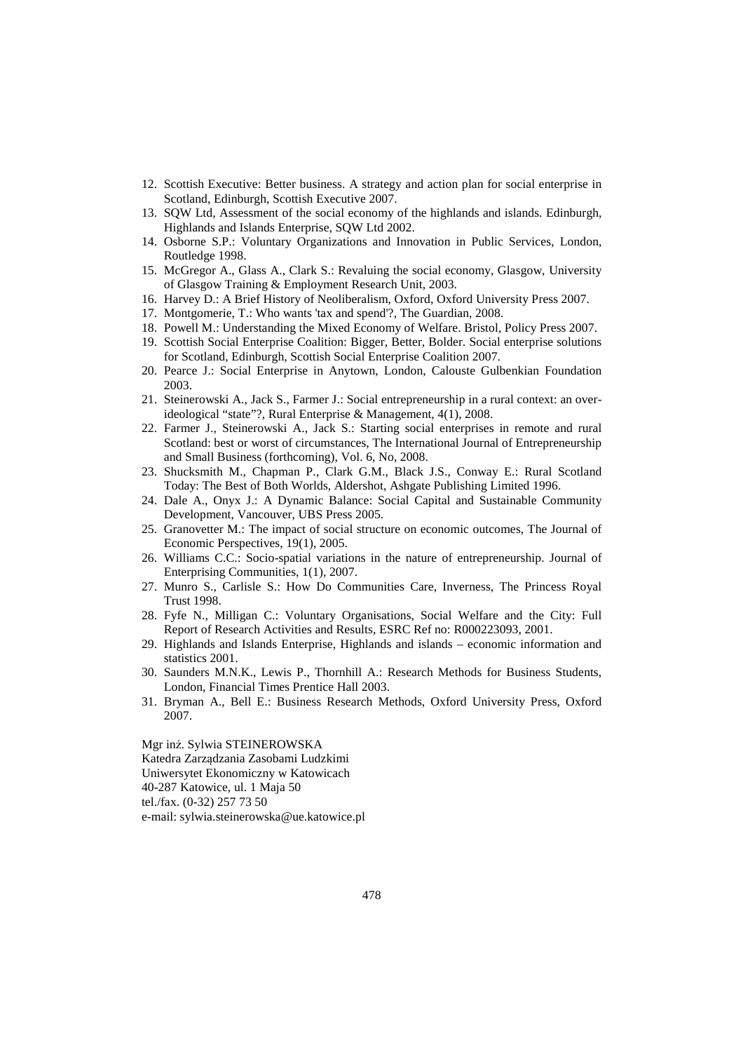12. Scottish Executive: Better business. A strategy and action plan for social enterprise in Scotland, Edinburgh, Scottish Executive 2007.
13. SQW Ltd, Assessment of the social economy of the highlands and islands. Edinburgh, Highlands and Islands Enterprise, SQW Ltd 2002.
14. Osborne S.P.: Voluntary Organizations and Innovation in Public Services, London, Routledge 1998.
15. McGregor A., Glass A., Clark S.: Revaluing the social economy, Glasgow, University of Glasgow Training & Employment Research Unit, 2003.
16. Harvey D.: A Brief History of Neoliberalism, Oxford, Oxford University Press 2007.
17. Montgomerie, T.: Who wants 'tax and spend'?, The Guardian, 2008.
18. Powell M.: Understanding the Mixed Economy of Welfare. Bristol, Policy Press 2007.
19. Scottish Social Enterprise Coalition: Bigger, Better, Bolder. Social enterprise solutions for Scotland, Edinburgh, Scottish Social Enterprise Coalition 2007.
20. Pearce J.: Social Enterprise in Anytown, London, Calouste Gulbenkian Foundation 2003.
21. Steinerowski A., Jack S., Farmer J.: Social entrepreneurship in a rural context: an over-ideological "state"?, Rural Enterprise & Management, 4(1), 2008.
22. Farmer J., Steinerowski A., Jack S.: Starting social enterprises in remote and rural Scotland: best or worst of circumstances, The International Journal of Entrepreneurship and Small Business (forthcoming), Vol. 6, No, 2008.
23. Shucksmith M., Chapman P., Clark G.M., Black J.S., Conway E.: Rural Scotland Today: The Best of Both Worlds, Aldershot, Ashgate Publishing Limited 1996.
24. Dale A., Onyx J.: A Dynamic Balance: Social Capital and Sustainable Community Development, Vancouver, UBS Press 2005.
25. Granovetter M.: The impact of social structure on economic outcomes, The Journal of Economic Perspectives, 19(1), 2005.
26. Williams C.C.: Socio-spatial variations in the nature of entrepreneurship. Journal of Enterprising Communities, 1(1), 2007.
27. Munro S., Carlisle S.: How Do Communities Care, Inverness, The Princess Royal Trust 1998.
28. Fyfe N., Milligan C.: Voluntary Organisations, Social Welfare and the City: Full Report of Research Activities and Results, ESRC Ref no: R000223093, 2001.
29. Highlands and Islands Enterprise, Highlands and islands – economic information and statistics 2001.
30. Saunders M.N.K., Lewis P., Thornhill A.: Research Methods for Business Students, London, Financial Times Prentice Hall 2003.
31. Bryman A., Bell E.: Business Research Methods, Oxford University Press, Oxford 2007.

Mgr inż. Sylwia STEINEROWSKA
Katedra Zarządzania Zasobami Ludzkimi
Uniwersytet Ekonomiczny w Katowicach
40-287 Katowice, ul. 1 Maja 50
tel./fax. (0-32) 257 73 50
e-mail: sylwia.steinerowska@ue.katowice.pl